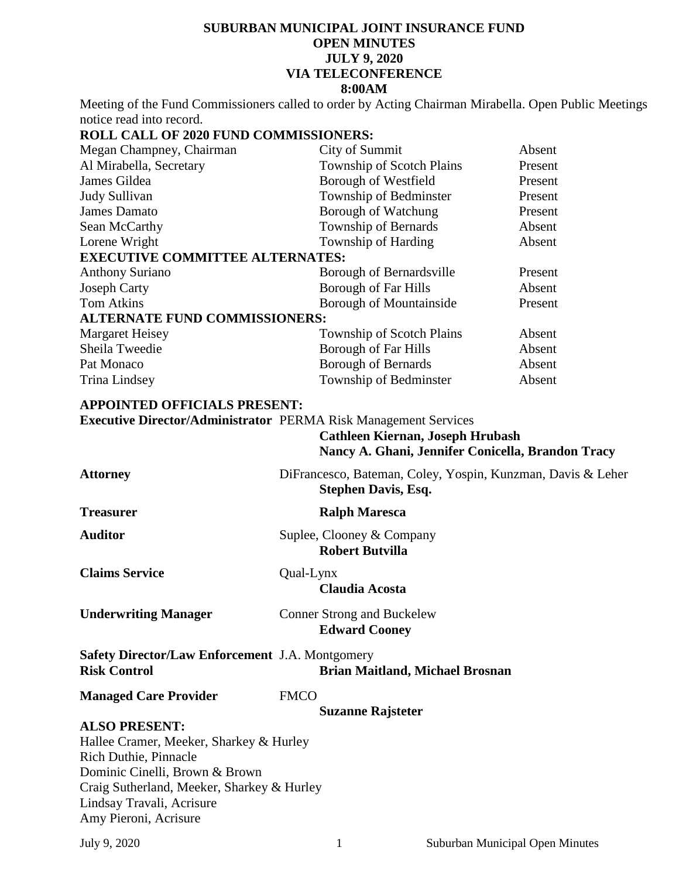# SUBURBAN MUNICIPAL JOINT INSURANCE FUND
## OPEN MINUTES
## JULY 9, 2020
## VIA TELECONFERENCE
## 8:00AM

Meeting of the Fund Commissioners called to order by Acting Chairman Mirabella. Open Public Meetings notice read into record.

**ROLL CALL OF 2020 FUND COMMISSIONERS:**

| | | |
|---|---|---|
| Megan Champney, Chairman | City of Summit | Absent |
| Al Mirabella, Secretary | Township of Scotch Plains | Present |
| James Gildea | Borough of Westfield | Present |
| Judy Sullivan | Township of Bedminster | Present |
| James Damato | Borough of Watchung | Present |
| Sean McCarthy | Township of Bernards | Absent |
| Lorene Wright | Township of Harding | Absent |
| **EXECUTIVE COMMITTEE ALTERNATES:** | | |
| Anthony Suriano | Borough of Bernardsville | Present |
| Joseph Carty | Borough of Far Hills | Absent |
| Tom Atkins | Borough of Mountainside | Present |
| **ALTERNATE FUND COMMISSIONERS:** | | |
| Margaret Heisey | Township of Scotch Plains | Absent |
| Sheila Tweedie | Borough of Far Hills | Absent |
| Pat Monaco | Borough of Bernards | Absent |
| Trina Lindsey | Township of Bedminster | Absent |

**APPOINTED OFFICIALS PRESENT:**

**Executive Director/Administrator** PERMA Risk Management Services
**Cathleen Kiernan, Joseph Hrubash**
**Nancy A. Ghani, Jennifer Conicella, Brandon Tracy**

**Attorney** DiFrancesco, Bateman, Coley, Yospin, Kunzman, Davis & Leher
**Stephen Davis, Esq.**

**Treasurer** **Ralph Maresca**

**Auditor** Suplee, Clooney & Company
**Robert Butvilla**

**Claims Service** Qual-Lynx
**Claudia Acosta**

**Underwriting Manager** Conner Strong and Buckelew
**Edward Cooney**

**Safety Director/Law Enforcement Risk Control** J.A. Montgomery
**Brian Maitland, Michael Brosnan**

**Managed Care Provider** FMCO
**Suzanne Rajsteter**

**ALSO PRESENT:**

Hallee Cramer, Meeker, Sharkey & Hurley
Rich Duthie, Pinnacle
Dominic Cinelli, Brown & Brown
Craig Sutherland, Meeker, Sharkey & Hurley
Lindsay Travali, Acrisure
Amy Pieroni, Acrisure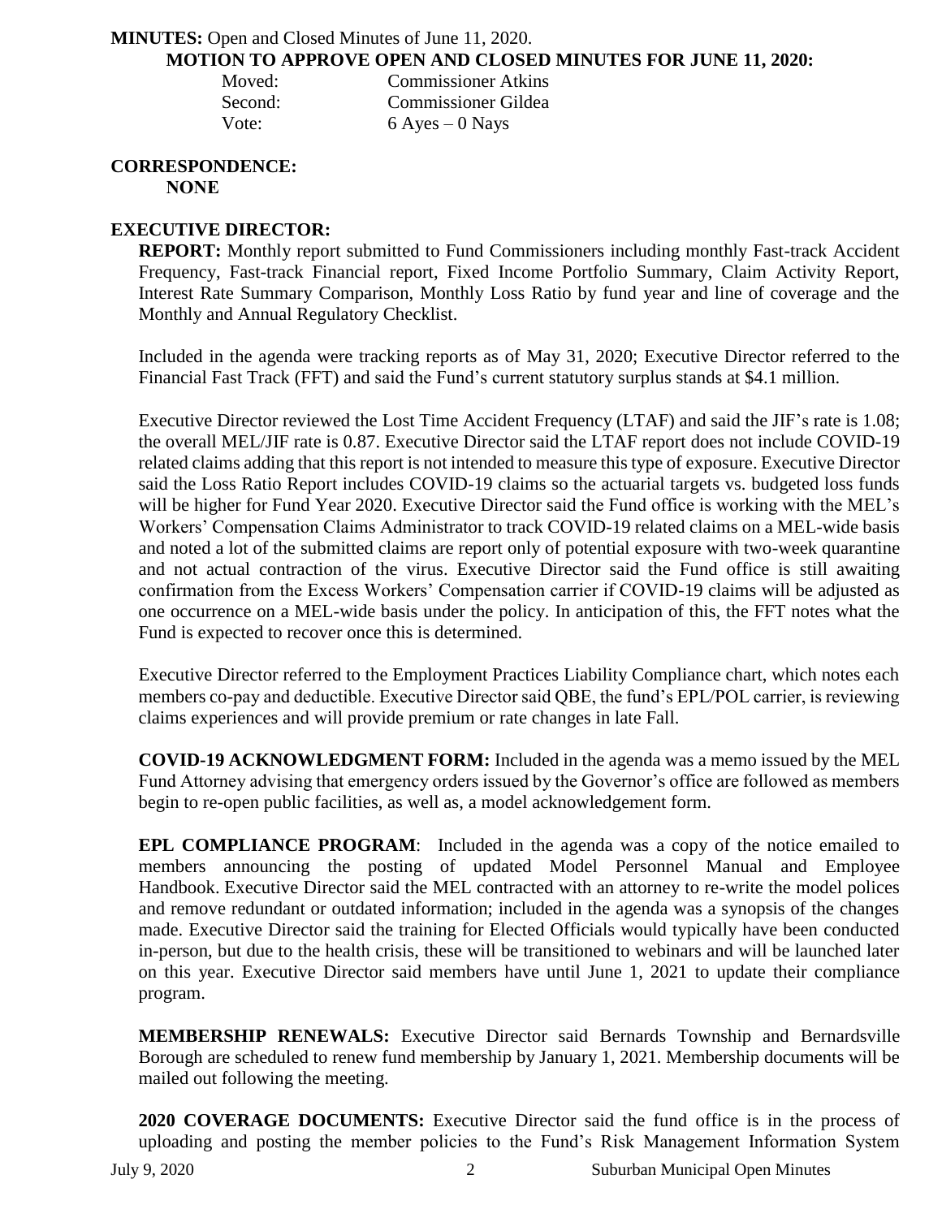**MINUTES:** Open and Closed Minutes of June 11, 2020.

**MOTION TO APPROVE OPEN AND CLOSED MINUTES FOR JUNE 11, 2020:**

Moved: Commissioner Atkins
Second: Commissioner Gildea
Vote: 6 Ayes – 0 Nays

**CORRESPONDENCE:**
**NONE**

**EXECUTIVE DIRECTOR:**

**REPORT:** Monthly report submitted to Fund Commissioners including monthly Fast-track Accident Frequency, Fast-track Financial report, Fixed Income Portfolio Summary, Claim Activity Report, Interest Rate Summary Comparison, Monthly Loss Ratio by fund year and line of coverage and the Monthly and Annual Regulatory Checklist.

Included in the agenda were tracking reports as of May 31, 2020; Executive Director referred to the Financial Fast Track (FFT) and said the Fund's current statutory surplus stands at $4.1 million.

Executive Director reviewed the Lost Time Accident Frequency (LTAF) and said the JIF's rate is 1.08; the overall MEL/JIF rate is 0.87. Executive Director said the LTAF report does not include COVID-19 related claims adding that this report is not intended to measure this type of exposure. Executive Director said the Loss Ratio Report includes COVID-19 claims so the actuarial targets vs. budgeted loss funds will be higher for Fund Year 2020. Executive Director said the Fund office is working with the MEL's Workers' Compensation Claims Administrator to track COVID-19 related claims on a MEL-wide basis and noted a lot of the submitted claims are report only of potential exposure with two-week quarantine and not actual contraction of the virus. Executive Director said the Fund office is still awaiting confirmation from the Excess Workers' Compensation carrier if COVID-19 claims will be adjusted as one occurrence on a MEL-wide basis under the policy. In anticipation of this, the FFT notes what the Fund is expected to recover once this is determined.

Executive Director referred to the Employment Practices Liability Compliance chart, which notes each members co-pay and deductible. Executive Director said QBE, the fund's EPL/POL carrier, is reviewing claims experiences and will provide premium or rate changes in late Fall.

**COVID-19 ACKNOWLEDGMENT FORM:** Included in the agenda was a memo issued by the MEL Fund Attorney advising that emergency orders issued by the Governor's office are followed as members begin to re-open public facilities, as well as, a model acknowledgement form.

**EPL COMPLIANCE PROGRAM**: Included in the agenda was a copy of the notice emailed to members announcing the posting of updated Model Personnel Manual and Employee Handbook. Executive Director said the MEL contracted with an attorney to re-write the model polices and remove redundant or outdated information; included in the agenda was a synopsis of the changes made. Executive Director said the training for Elected Officials would typically have been conducted in-person, but due to the health crisis, these will be transitioned to webinars and will be launched later on this year. Executive Director said members have until June 1, 2021 to update their compliance program.

**MEMBERSHIP RENEWALS:** Executive Director said Bernards Township and Bernardsville Borough are scheduled to renew fund membership by January 1, 2021. Membership documents will be mailed out following the meeting.

**2020 COVERAGE DOCUMENTS:** Executive Director said the fund office is in the process of uploading and posting the member policies to the Fund's Risk Management Information System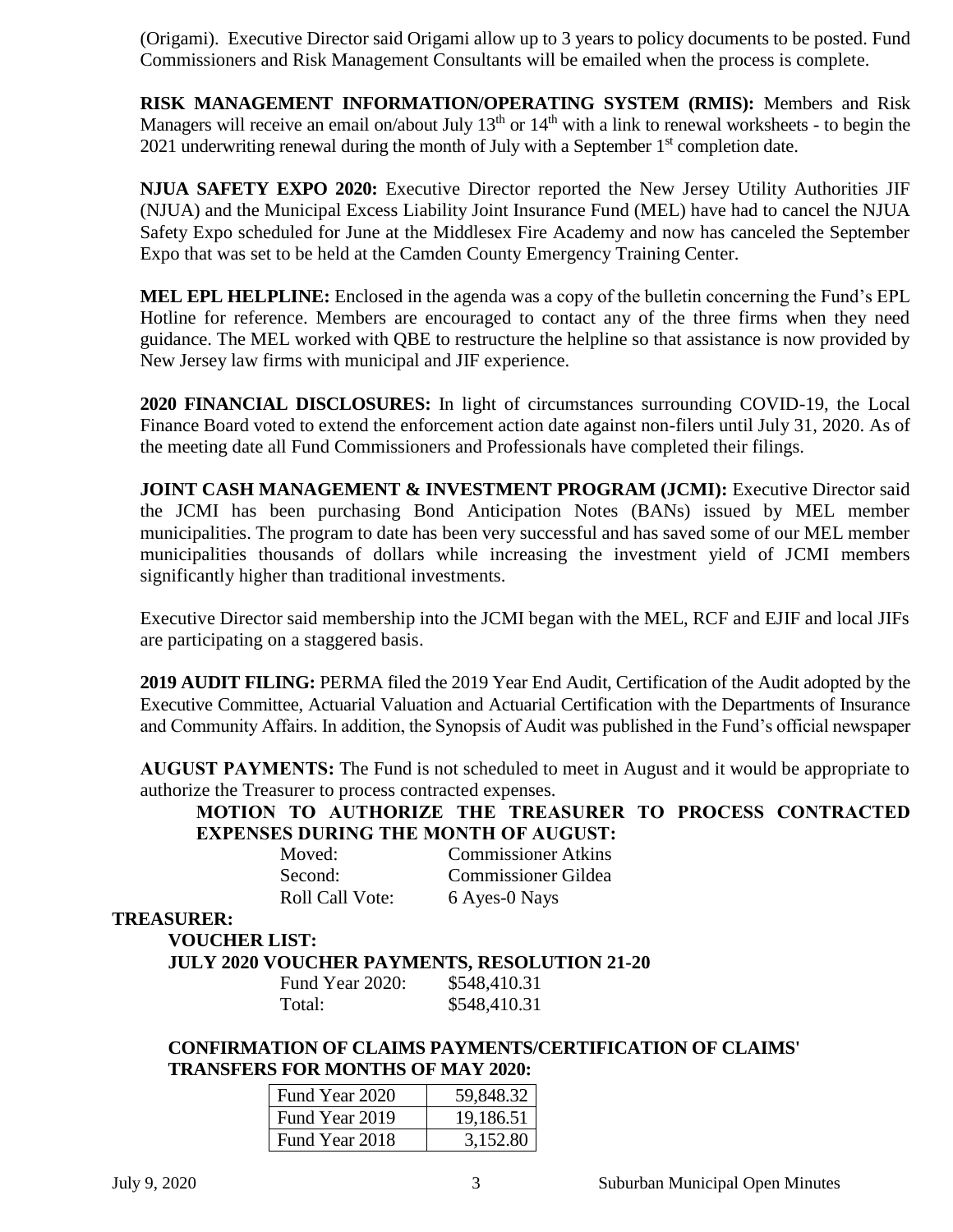(Origami). Executive Director said Origami allow up to 3 years to policy documents to be posted. Fund Commissioners and Risk Management Consultants will be emailed when the process is complete.

**RISK MANAGEMENT INFORMATION/OPERATING SYSTEM (RMIS):** Members and Risk Managers will receive an email on/about July 13th or 14th with a link to renewal worksheets - to begin the 2021 underwriting renewal during the month of July with a September 1st completion date.

**NJUA SAFETY EXPO 2020:** Executive Director reported the New Jersey Utility Authorities JIF (NJUA) and the Municipal Excess Liability Joint Insurance Fund (MEL) have had to cancel the NJUA Safety Expo scheduled for June at the Middlesex Fire Academy and now has canceled the September Expo that was set to be held at the Camden County Emergency Training Center.

**MEL EPL HELPLINE:** Enclosed in the agenda was a copy of the bulletin concerning the Fund's EPL Hotline for reference. Members are encouraged to contact any of the three firms when they need guidance. The MEL worked with QBE to restructure the helpline so that assistance is now provided by New Jersey law firms with municipal and JIF experience.

**2020 FINANCIAL DISCLOSURES:** In light of circumstances surrounding COVID-19, the Local Finance Board voted to extend the enforcement action date against non-filers until July 31, 2020. As of the meeting date all Fund Commissioners and Professionals have completed their filings.

**JOINT CASH MANAGEMENT & INVESTMENT PROGRAM (JCMI):** Executive Director said the JCMI has been purchasing Bond Anticipation Notes (BANs) issued by MEL member municipalities. The program to date has been very successful and has saved some of our MEL member municipalities thousands of dollars while increasing the investment yield of JCMI members significantly higher than traditional investments.

Executive Director said membership into the JCMI began with the MEL, RCF and EJIF and local JIFs are participating on a staggered basis.

**2019 AUDIT FILING:** PERMA filed the 2019 Year End Audit, Certification of the Audit adopted by the Executive Committee, Actuarial Valuation and Actuarial Certification with the Departments of Insurance and Community Affairs. In addition, the Synopsis of Audit was published in the Fund's official newspaper

**AUGUST PAYMENTS:** The Fund is not scheduled to meet in August and it would be appropriate to authorize the Treasurer to process contracted expenses.

**MOTION TO AUTHORIZE THE TREASURER TO PROCESS CONTRACTED EXPENSES DURING THE MONTH OF AUGUST:**

Moved: Commissioner Atkins
Second: Commissioner Gildea
Roll Call Vote: 6 Ayes-0 Nays

**TREASURER:**

**VOUCHER LIST:**

**JULY 2020 VOUCHER PAYMENTS, RESOLUTION 21-20**

Fund Year 2020: $548,410.31
Total: $548,410.31

**CONFIRMATION OF CLAIMS PAYMENTS/CERTIFICATION OF CLAIMS' TRANSFERS FOR MONTHS OF MAY 2020:**

| | |
|---|---|
| Fund Year 2020 | 59,848.32 |
| Fund Year 2019 | 19,186.51 |
| Fund Year 2018 | 3,152.80 |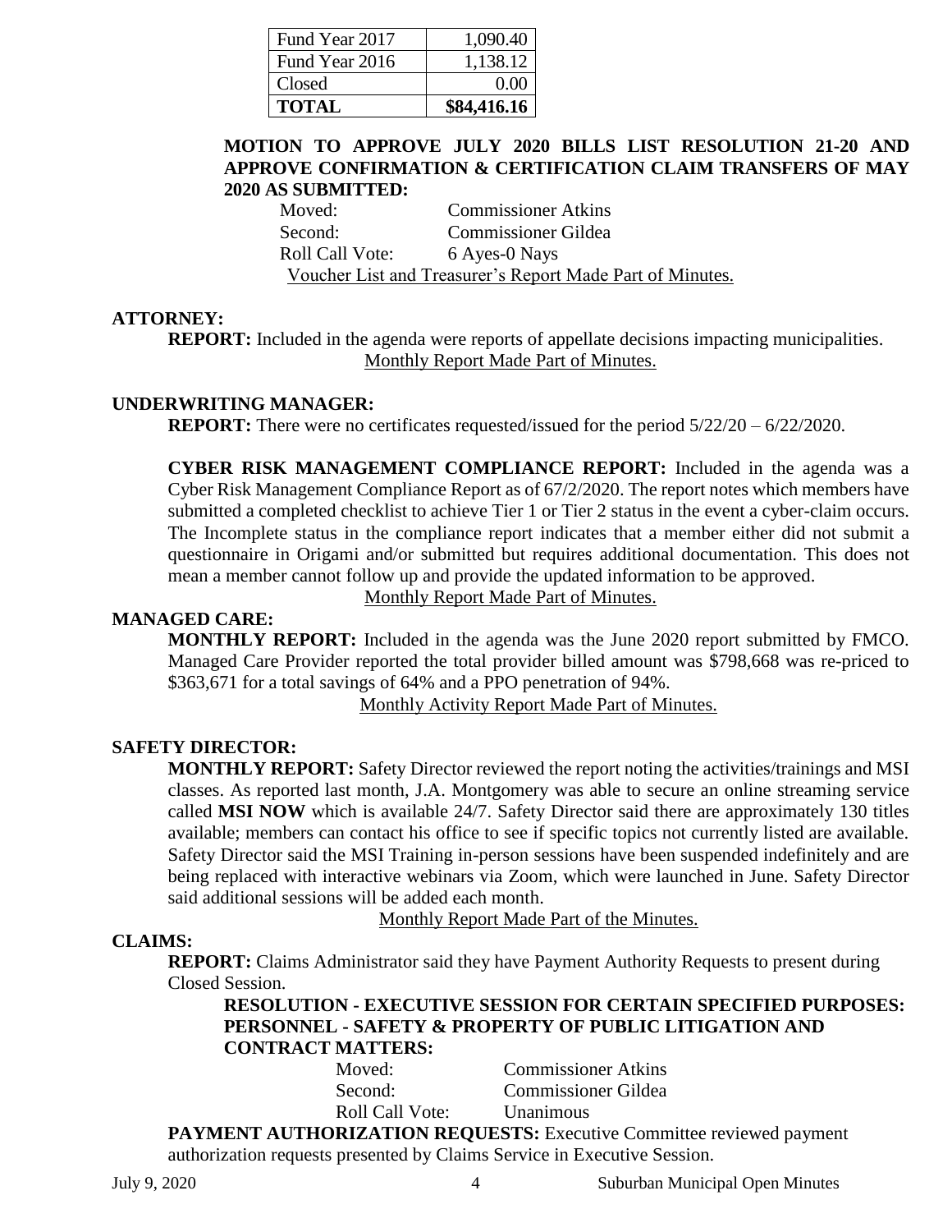| Fund Year 2017 | 1,090.40 |
|---|---|
| Fund Year 2016 | 1,138.12 |
| Closed | 0.00 |
| **TOTAL** | **$84,416.16** |

**MOTION TO APPROVE JULY 2020 BILLS LIST RESOLUTION 21-20 AND APPROVE CONFIRMATION & CERTIFICATION CLAIM TRANSFERS OF MAY 2020 AS SUBMITTED:**

Moved: Commissioner Atkins
Second: Commissioner Gildea
Roll Call Vote: 6 Ayes-0 Nays

Voucher List and Treasurer's Report Made Part of Minutes.

**ATTORNEY:**

**REPORT:** Included in the agenda were reports of appellate decisions impacting municipalities.

Monthly Report Made Part of Minutes.

**UNDERWRITING MANAGER:**

**REPORT:** There were no certificates requested/issued for the period 5/22/20 – 6/22/2020.

**CYBER RISK MANAGEMENT COMPLIANCE REPORT:** Included in the agenda was a Cyber Risk Management Compliance Report as of 67/2/2020. The report notes which members have submitted a completed checklist to achieve Tier 1 or Tier 2 status in the event a cyber-claim occurs. The Incomplete status in the compliance report indicates that a member either did not submit a questionnaire in Origami and/or submitted but requires additional documentation. This does not mean a member cannot follow up and provide the updated information to be approved.

Monthly Report Made Part of Minutes.

**MANAGED CARE:**

**MONTHLY REPORT:** Included in the agenda was the June 2020 report submitted by FMCO. Managed Care Provider reported the total provider billed amount was $798,668 was re-priced to $363,671 for a total savings of 64% and a PPO penetration of 94%.

Monthly Activity Report Made Part of Minutes.

**SAFETY DIRECTOR:**

**MONTHLY REPORT:** Safety Director reviewed the report noting the activities/trainings and MSI classes. As reported last month, J.A. Montgomery was able to secure an online streaming service called **MSI NOW** which is available 24/7. Safety Director said there are approximately 130 titles available; members can contact his office to see if specific topics not currently listed are available. Safety Director said the MSI Training in-person sessions have been suspended indefinitely and are being replaced with interactive webinars via Zoom, which were launched in June. Safety Director said additional sessions will be added each month.

Monthly Report Made Part of the Minutes.

**CLAIMS:**

**REPORT:** Claims Administrator said they have Payment Authority Requests to present during Closed Session.

**RESOLUTION - EXECUTIVE SESSION FOR CERTAIN SPECIFIED PURPOSES: PERSONNEL - SAFETY & PROPERTY OF PUBLIC LITIGATION AND CONTRACT MATTERS:**

Moved: Commissioner Atkins
Second: Commissioner Gildea
Roll Call Vote: Unanimous

**PAYMENT AUTHORIZATION REQUESTS:** Executive Committee reviewed payment authorization requests presented by Claims Service in Executive Session.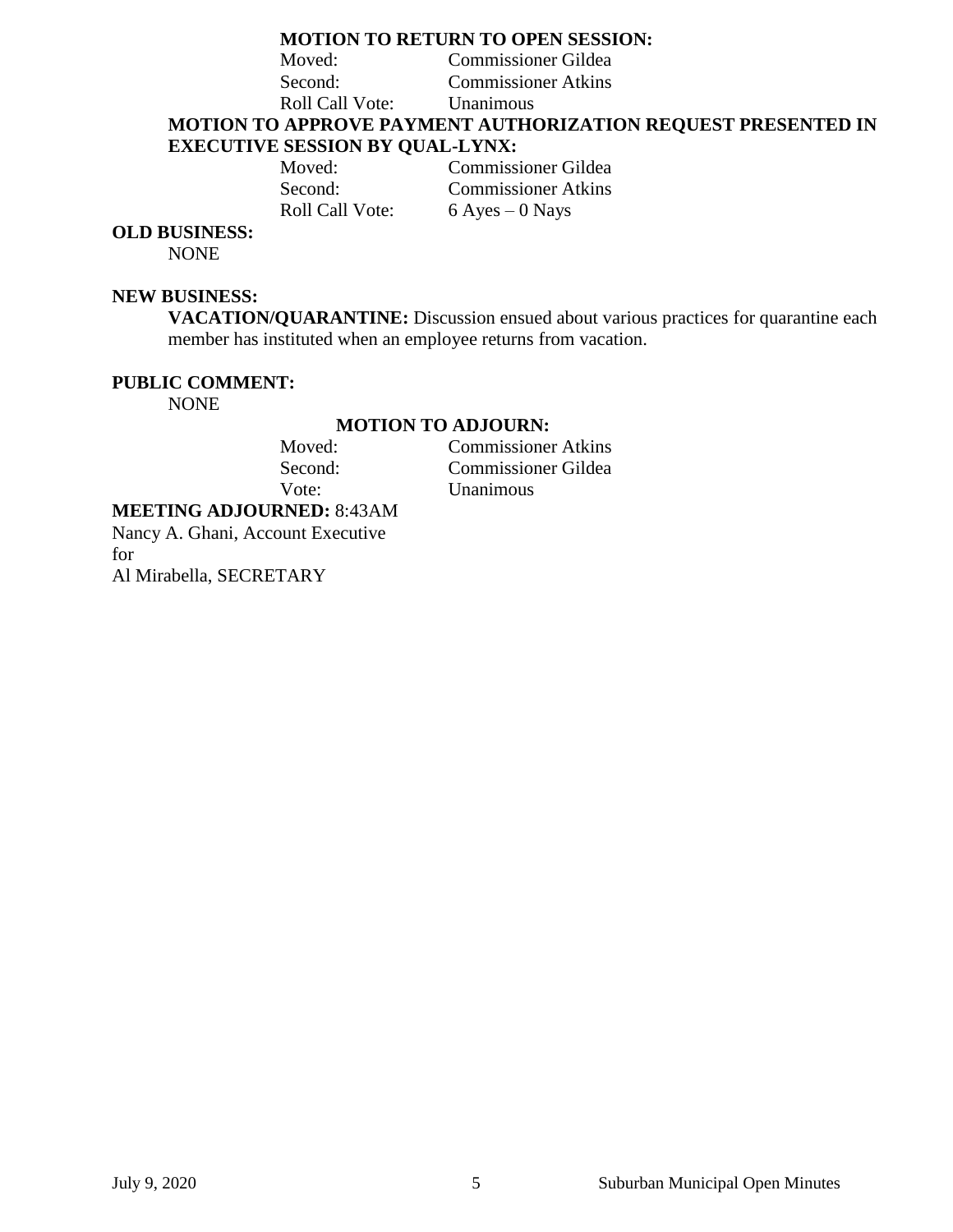**MOTION TO RETURN TO OPEN SESSION:**

Moved: Commissioner Gildea
Second: Commissioner Atkins
Roll Call Vote: Unanimous

**MOTION TO APPROVE PAYMENT AUTHORIZATION REQUEST PRESENTED IN EXECUTIVE SESSION BY QUAL-LYNX:**

Moved: Commissioner Gildea
Second: Commissioner Atkins
Roll Call Vote: 6 Ayes – 0 Nays

**OLD BUSINESS:**

NONE

**NEW BUSINESS:**

**VACATION/QUARANTINE:** Discussion ensued about various practices for quarantine each member has instituted when an employee returns from vacation.

**PUBLIC COMMENT:**

NONE

**MOTION TO ADJOURN:**

Moved: Commissioner Atkins
Second: Commissioner Gildea
Vote: Unanimous

**MEETING ADJOURNED:** 8:43AM

Nancy A. Ghani, Account Executive
for
Al Mirabella, SECRETARY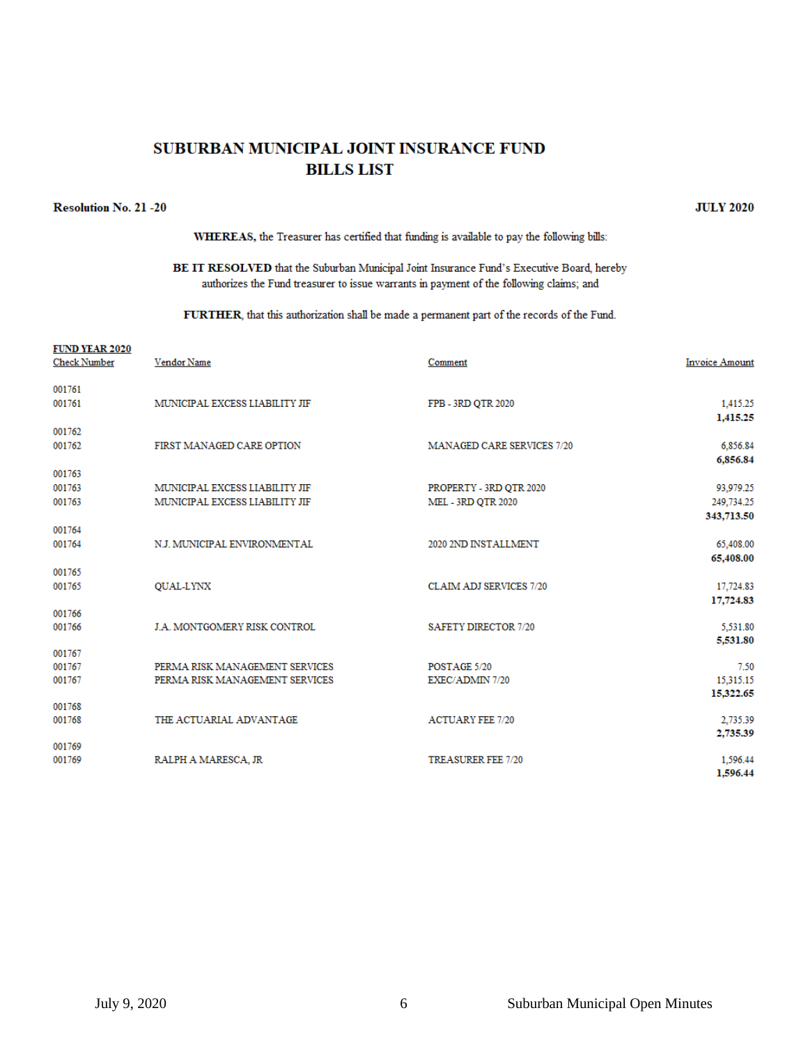# SUBURBAN MUNICIPAL JOINT INSURANCE FUND
# BILLS LIST

**Resolution No. 21 -20** **JULY 2020**

**WHEREAS,** the Treasurer has certified that funding is available to pay the following bills:

**BE IT RESOLVED** that the Suburban Municipal Joint Insurance Fund's Executive Board, hereby authorizes the Fund treasurer to issue warrants in payment of the following claims; and

**FURTHER**, that this authorization shall be made a permanent part of the records of the Fund.

**FUND YEAR 2020**

| Check Number | Vendor Name | Comment | Invoice Amount |
|---|---|---|---|
| 001761 | | | |
| 001761 | MUNICIPAL EXCESS LIABILITY JIF | FPB - 3RD QTR 2020 | 1,415.25 |
| | | | **1,415.25** |
| 001762 | | | |
| 001762 | FIRST MANAGED CARE OPTION | MANAGED CARE SERVICES 7/20 | 6,856.84 |
| | | | **6,856.84** |
| 001763 | | | |
| 001763 | MUNICIPAL EXCESS LIABILITY JIF | PROPERTY - 3RD QTR 2020 | 93,979.25 |
| 001763 | MUNICIPAL EXCESS LIABILITY JIF | MEL - 3RD QTR 2020 | 249,734.25 |
| | | | **343,713.50** |
| 001764 | | | |
| 001764 | N.J. MUNICIPAL ENVIRONMENTAL | 2020 2ND INSTALLMENT | 65,408.00 |
| | | | **65,408.00** |
| 001765 | | | |
| 001765 | QUAL-LYNX | CLAIM ADJ SERVICES 7/20 | 17,724.83 |
| | | | **17,724.83** |
| 001766 | | | |
| 001766 | J.A. MONTGOMERY RISK CONTROL | SAFETY DIRECTOR 7/20 | 5,531.80 |
| | | | **5,531.80** |
| 001767 | | | |
| 001767 | PERMA RISK MANAGEMENT SERVICES | POSTAGE 5/20 | 7.50 |
| 001767 | PERMA RISK MANAGEMENT SERVICES | EXEC/ADMIN 7/20 | 15,315.15 |
| | | | **15,322.65** |
| 001768 | | | |
| 001768 | THE ACTUARIAL ADVANTAGE | ACTUARY FEE 7/20 | 2,735.39 |
| | | | **2,735.39** |
| 001769 | | | |
| 001769 | RALPH A MARESCA, JR | TREASURER FEE 7/20 | 1,596.44 |
| | | | **1,596.44** |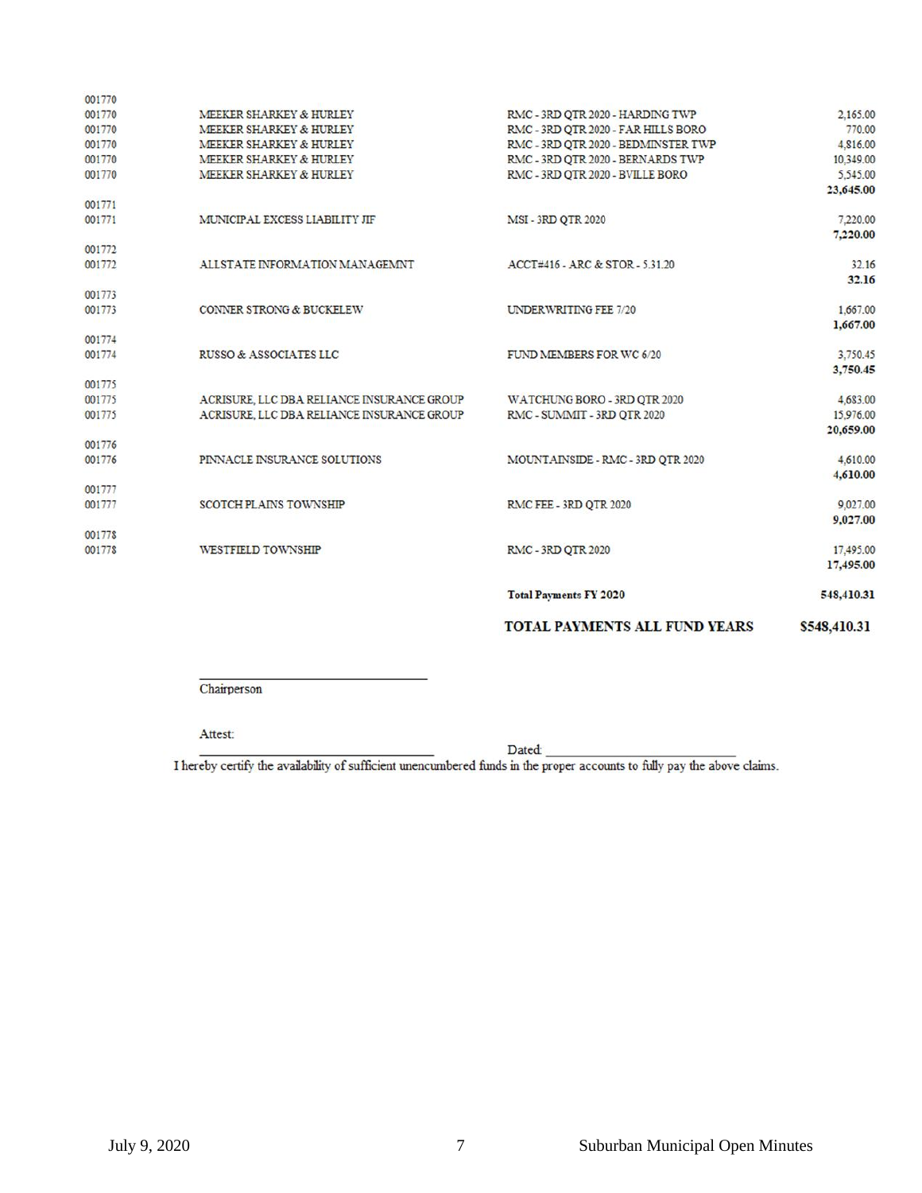| | | | |
|---|---|---|---|
| 001770 | | | |
| 001770 | MEEKER SHARKEY & HURLEY | RMC - 3RD QTR 2020 - HARDING TWP | 2,165.00 |
| 001770 | MEEKER SHARKEY & HURLEY | RMC - 3RD QTR 2020 - FAR HILLS BORO | 770.00 |
| 001770 | MEEKER SHARKEY & HURLEY | RMC - 3RD QTR 2020 - BEDMINSTER TWP | 4,816.00 |
| 001770 | MEEKER SHARKEY & HURLEY | RMC - 3RD QTR 2020 - BERNARDS TWP | 10,349.00 |
| 001770 | MEEKER SHARKEY & HURLEY | RMC - 3RD QTR 2020 - BVILLE BORO | 5,545.00 |
| | | | **23,645.00** |
| 001771 | | | |
| 001771 | MUNICIPAL EXCESS LIABILITY JIF | MSI - 3RD QTR 2020 | 7,220.00 |
| | | | **7,220.00** |
| 001772 | | | |
| 001772 | ALLSTATE INFORMATION MANAGEMNT | ACCT#416 - ARC & STOR - 5.31.20 | 32.16 |
| | | | **32.16** |
| 001773 | | | |
| 001773 | CONNER STRONG & BUCKELEW | UNDERWRITING FEE 7/20 | 1,667.00 |
| | | | **1,667.00** |
| 001774 | | | |
| 001774 | RUSSO & ASSOCIATES LLC | FUND MEMBERS FOR WC 6/20 | 3,750.45 |
| | | | **3,750.45** |
| 001775 | | | |
| 001775 | ACRISURE, LLC DBA RELIANCE INSURANCE GROUP | WATCHUNG BORO - 3RD QTR 2020 | 4,683.00 |
| 001775 | ACRISURE, LLC DBA RELIANCE INSURANCE GROUP | RMC - SUMMIT - 3RD QTR 2020 | 15,976.00 |
| | | | **20,659.00** |
| 001776 | | | |
| 001776 | PINNACLE INSURANCE SOLUTIONS | MOUNTAINSIDE - RMC - 3RD QTR 2020 | 4,610.00 |
| | | | **4,610.00** |
| 001777 | | | |
| 001777 | SCOTCH PLAINS TOWNSHIP | RMC FEE - 3RD QTR 2020 | 9,027.00 |
| | | | **9,027.00** |
| 001778 | | | |
| 001778 | WESTFIELD TOWNSHIP | RMC - 3RD QTR 2020 | 17,495.00 |
| | | | **17,495.00** |
| | | **Total Payments FY 2020** | **548,410.31** |
| | | **TOTAL PAYMENTS ALL FUND YEARS** | **$548,410.31** |

\_\_\_\_\_\_\_\_\_\_\_\_\_\_\_\_\_\_\_\_\_\_\_\_\_\_\_\_\_\_

Chairperson

Attest:

\_\_\_\_\_\_\_\_\_\_\_\_\_\_\_\_\_\_\_\_\_\_\_\_\_\_\_\_\_\_ Dated: \_\_\_\_\_\_\_\_\_\_\_\_\_\_\_\_\_\_\_\_\_\_\_\_\_\_

I hereby certify the availability of sufficient unencumbered funds in the proper accounts to fully pay the above claims.